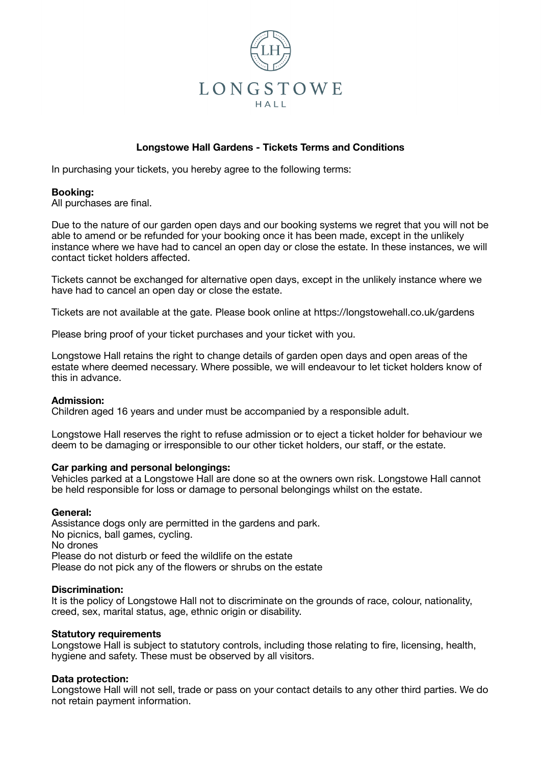LONGSTOWE

HALL

## Longstowe Hall Gardens - Tickets Terms and Conditions

In purchasing your tickets, you hereby agree to the following terms:

**Booking:**
All purchases are final.

Due to the nature of our garden open days and our booking systems we regret that you will not be able to amend or be refunded for your booking once it has been made, except in the unlikely instance where we have had to cancel an open day or close the estate. In these instances, we will contact ticket holders affected.

Tickets cannot be exchanged for alternative open days, except in the unlikely instance where we have had to cancel an open day or close the estate.

Tickets are not available at the gate. Please book online at https://longstowehall.co.uk/gardens

Please bring proof of your ticket purchases and your ticket with you.

Longstowe Hall retains the right to change details of garden open days and open areas of the estate where deemed necessary. Where possible, we will endeavour to let ticket holders know of this in advance.

**Admission:**
Children aged 16 years and under must be accompanied by a responsible adult.

Longstowe Hall reserves the right to refuse admission or to eject a ticket holder for behaviour we deem to be damaging or irresponsible to our other ticket holders, our staff, or the estate.

**Car parking and personal belongings:**
Vehicles parked at a Longstowe Hall are done so at the owners own risk. Longstowe Hall cannot be held responsible for loss or damage to personal belongings whilst on the estate.

**General:**
Assistance dogs only are permitted in the gardens and park.
No picnics, ball games, cycling.
No drones
Please do not disturb or feed the wildlife on the estate
Please do not pick any of the flowers or shrubs on the estate

**Discrimination:**
It is the policy of Longstowe Hall not to discriminate on the grounds of race, colour, nationality, creed, sex, marital status, age, ethnic origin or disability.

**Statutory requirements**
Longstowe Hall is subject to statutory controls, including those relating to fire, licensing, health, hygiene and safety. These must be observed by all visitors.

**Data protection:**
Longstowe Hall will not sell, trade or pass on your contact details to any other third parties. We do not retain payment information.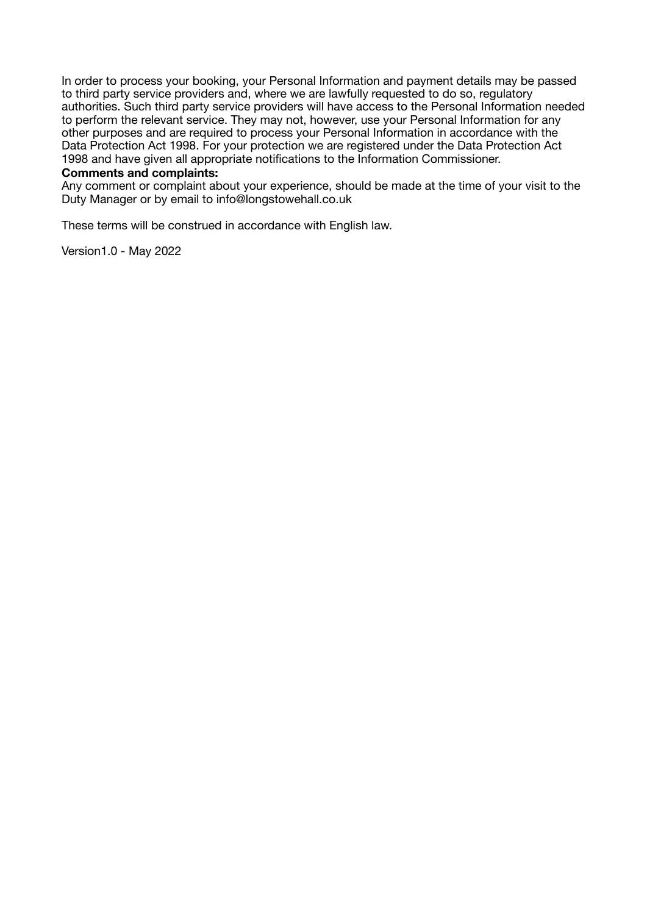In order to process your booking, your Personal Information and payment details may be passed to third party service providers and, where we are lawfully requested to do so, regulatory authorities. Such third party service providers will have access to the Personal Information needed to perform the relevant service. They may not, however, use your Personal Information for any other purposes and are required to process your Personal Information in accordance with the Data Protection Act 1998. For your protection we are registered under the Data Protection Act 1998 and have given all appropriate notifications to the Information Commissioner.

**Comments and complaints:**

Any comment or complaint about your experience, should be made at the time of your visit to the Duty Manager or by email to info@longstowehall.co.uk

These terms will be construed in accordance with English law.

Version1.0 - May 2022